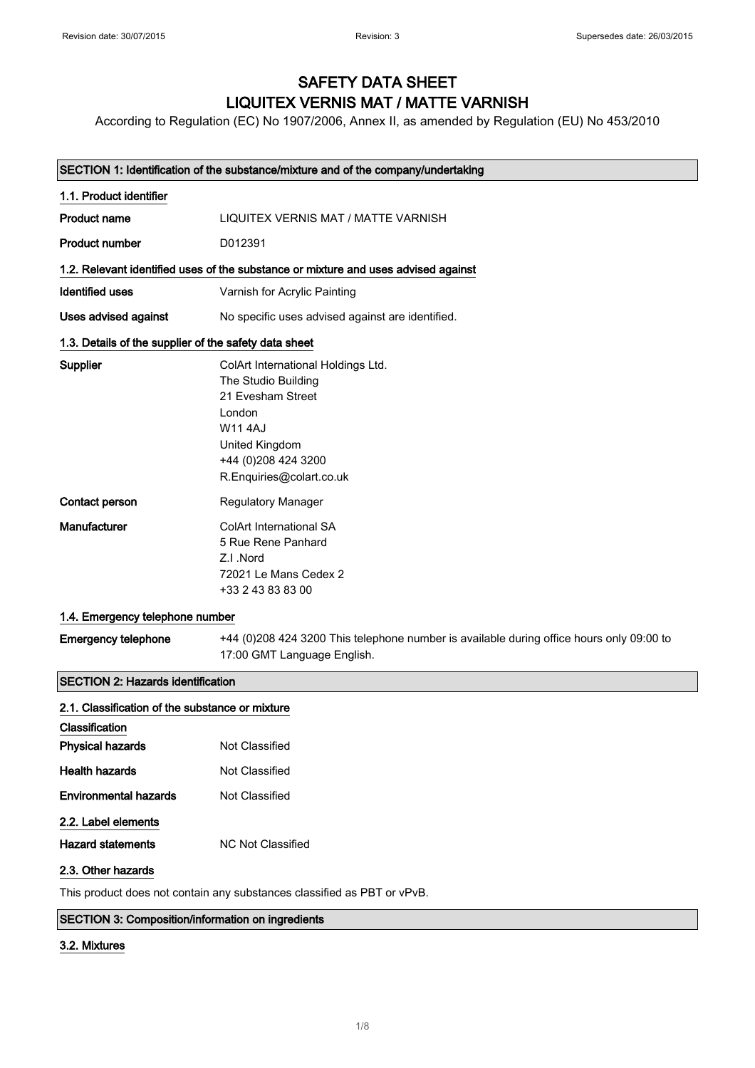# SAFETY DATA SHEET
# LIQUITEX VERNIS MAT / MATTE VARNISH

According to Regulation (EC) No 1907/2006, Annex II, as amended by Regulation (EU) No 453/2010

## SECTION 1: Identification of the substance/mixture and of the company/undertaking

### 1.1. Product identifier

**Product name** LIQUITEX VERNIS MAT / MATTE VARNISH

**Product number** D012391

### 1.2. Relevant identified uses of the substance or mixture and uses advised against

**Identified uses** Varnish for Acrylic Painting

**Uses advised against** No specific uses advised against are identified.

### 1.3. Details of the supplier of the safety data sheet

**Supplier**
ColArt International Holdings Ltd.
The Studio Building
21 Evesham Street
London
W11 4AJ
United Kingdom
+44 (0)208 424 3200
R.Enquiries@colart.co.uk

**Contact person** Regulatory Manager

**Manufacturer**
ColArt International SA
5 Rue Rene Panhard
Z.I .Nord
72021 Le Mans Cedex 2
+33 2 43 83 83 00

### 1.4. Emergency telephone number

**Emergency telephone** +44 (0)208 424 3200 This telephone number is available during office hours only 09:00 to 17:00 GMT Language English.

## SECTION 2: Hazards identification

### 2.1. Classification of the substance or mixture

**Classification**

**Physical hazards** Not Classified

**Health hazards** Not Classified

**Environmental hazards** Not Classified

### 2.2. Label elements

**Hazard statements** NC Not Classified

### 2.3. Other hazards

This product does not contain any substances classified as PBT or vPvB.

## SECTION 3: Composition/information on ingredients

### 3.2. Mixtures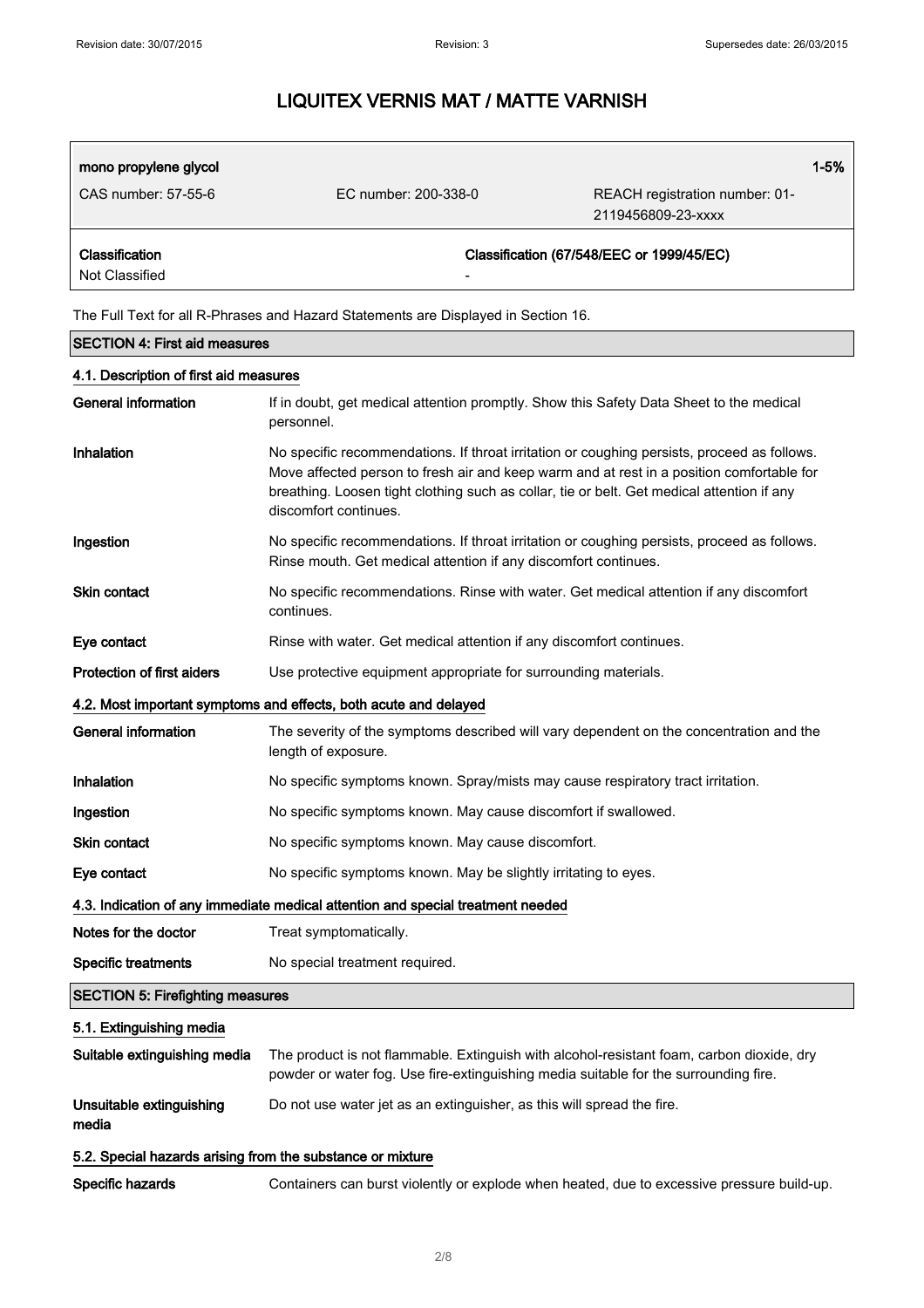| mono propylene glycol | | 1-5% |
|---|---|---|
| CAS number: 57-55-6 | EC number: 200-338-0 | REACH registration number: 01-2119456809-23-xxxx |
| **Classification** | | **Classification (67/548/EEC or 1999/45/EC)** |
| Not Classified | | - |

The Full Text for all R-Phrases and Hazard Statements are Displayed in Section 16.

## SECTION 4: First aid measures

### 4.1. Description of first aid measures

**General information** If in doubt, get medical attention promptly. Show this Safety Data Sheet to the medical personnel.

**Inhalation** No specific recommendations. If throat irritation or coughing persists, proceed as follows. Move affected person to fresh air and keep warm and at rest in a position comfortable for breathing. Loosen tight clothing such as collar, tie or belt. Get medical attention if any discomfort continues.

**Ingestion** No specific recommendations. If throat irritation or coughing persists, proceed as follows. Rinse mouth. Get medical attention if any discomfort continues.

**Skin contact** No specific recommendations. Rinse with water. Get medical attention if any discomfort continues.

**Eye contact** Rinse with water. Get medical attention if any discomfort continues.

**Protection of first aiders** Use protective equipment appropriate for surrounding materials.

### 4.2. Most important symptoms and effects, both acute and delayed

**General information** The severity of the symptoms described will vary dependent on the concentration and the length of exposure.

**Inhalation** No specific symptoms known. Spray/mists may cause respiratory tract irritation.

**Ingestion** No specific symptoms known. May cause discomfort if swallowed.

**Skin contact** No specific symptoms known. May cause discomfort.

**Eye contact** No specific symptoms known. May be slightly irritating to eyes.

### 4.3. Indication of any immediate medical attention and special treatment needed

**Notes for the doctor** Treat symptomatically.

**Specific treatments** No special treatment required.

## SECTION 5: Firefighting measures

### 5.1. Extinguishing media

**Suitable extinguishing media** The product is not flammable. Extinguish with alcohol-resistant foam, carbon dioxide, dry powder or water fog. Use fire-extinguishing media suitable for the surrounding fire.

**Unsuitable extinguishing media** Do not use water jet as an extinguisher, as this will spread the fire.

### 5.2. Special hazards arising from the substance or mixture

**Specific hazards** Containers can burst violently or explode when heated, due to excessive pressure build-up.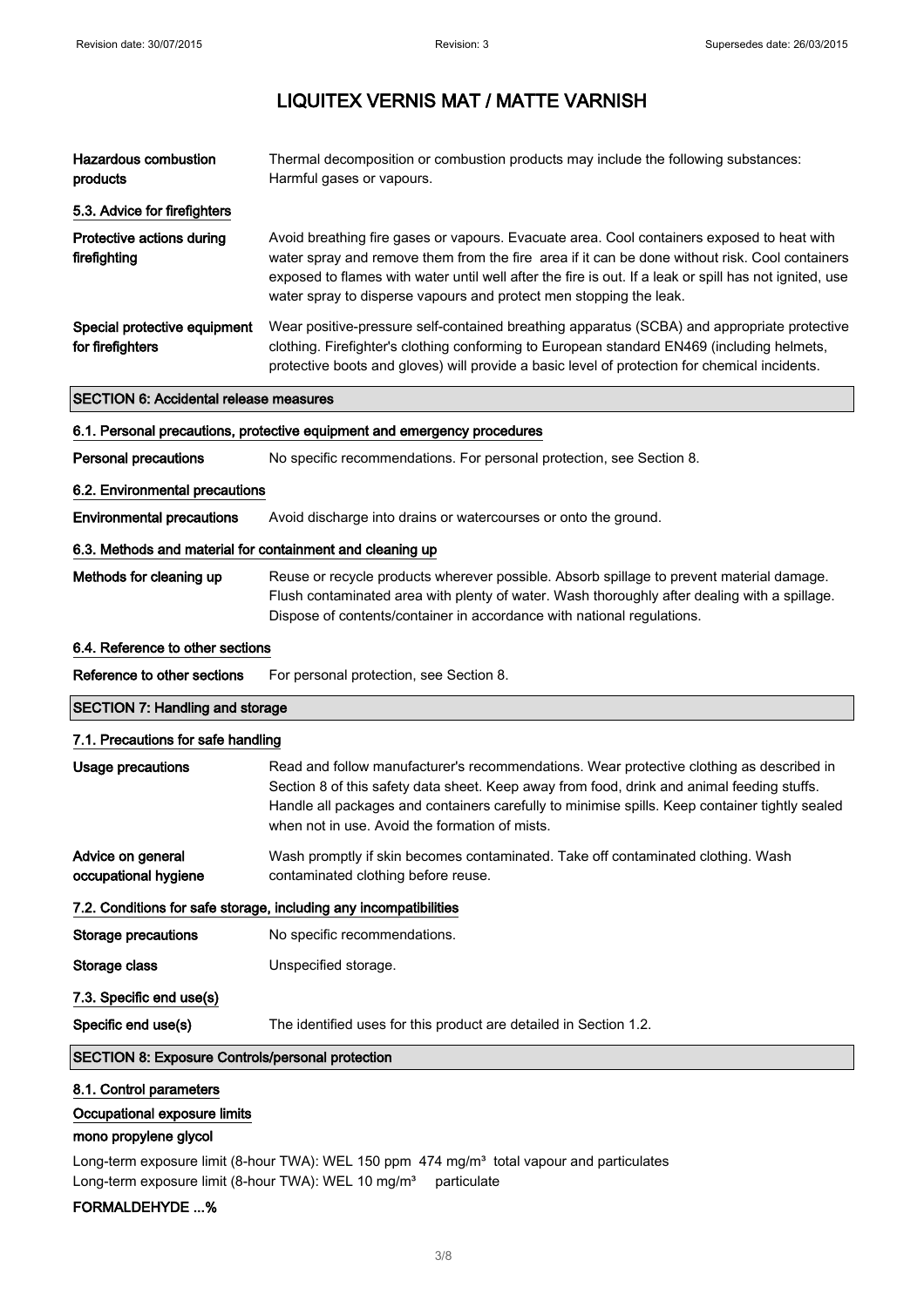| | |
|---|---|
| **Hazardous combustion products** | Thermal decomposition or combustion products may include the following substances: Harmful gases or vapours. |

**5.3. Advice for firefighters**

| | |
|---|---|
| **Protective actions during firefighting** | Avoid breathing fire gases or vapours. Evacuate area. Cool containers exposed to heat with water spray and remove them from the fire area if it can be done without risk. Cool containers exposed to flames with water until well after the fire is out. If a leak or spill has not ignited, use water spray to disperse vapours and protect men stopping the leak. |
| **Special protective equipment for firefighters** | Wear positive-pressure self-contained breathing apparatus (SCBA) and appropriate protective clothing. Firefighter's clothing conforming to European standard EN469 (including helmets, protective boots and gloves) will provide a basic level of protection for chemical incidents. |

## SECTION 6: Accidental release measures

**6.1. Personal precautions, protective equipment and emergency procedures**

| | |
|---|---|
| **Personal precautions** | No specific recommendations. For personal protection, see Section 8. |

**6.2. Environmental precautions**

| | |
|---|---|
| **Environmental precautions** | Avoid discharge into drains or watercourses or onto the ground. |

**6.3. Methods and material for containment and cleaning up**

| | |
|---|---|
| **Methods for cleaning up** | Reuse or recycle products wherever possible. Absorb spillage to prevent material damage. Flush contaminated area with plenty of water. Wash thoroughly after dealing with a spillage. Dispose of contents/container in accordance with national regulations. |

**6.4. Reference to other sections**

| | |
|---|---|
| **Reference to other sections** | For personal protection, see Section 8. |

## SECTION 7: Handling and storage

**7.1. Precautions for safe handling**

| | |
|---|---|
| **Usage precautions** | Read and follow manufacturer's recommendations. Wear protective clothing as described in Section 8 of this safety data sheet. Keep away from food, drink and animal feeding stuffs. Handle all packages and containers carefully to minimise spills. Keep container tightly sealed when not in use. Avoid the formation of mists. |
| **Advice on general occupational hygiene** | Wash promptly if skin becomes contaminated. Take off contaminated clothing. Wash contaminated clothing before reuse. |

**7.2. Conditions for safe storage, including any incompatibilities**

| | |
|---|---|
| **Storage precautions** | No specific recommendations. |
| **Storage class** | Unspecified storage. |

**7.3. Specific end use(s)**

| | |
|---|---|
| **Specific end use(s)** | The identified uses for this product are detailed in Section 1.2. |

## SECTION 8: Exposure Controls/personal protection

**8.1. Control parameters**

**Occupational exposure limits**

**mono propylene glycol**

Long-term exposure limit (8-hour TWA): WEL 150 ppm 474 mg/m³ total vapour and particulates
Long-term exposure limit (8-hour TWA): WEL 10 mg/m³ particulate

**FORMALDEHYDE ...%**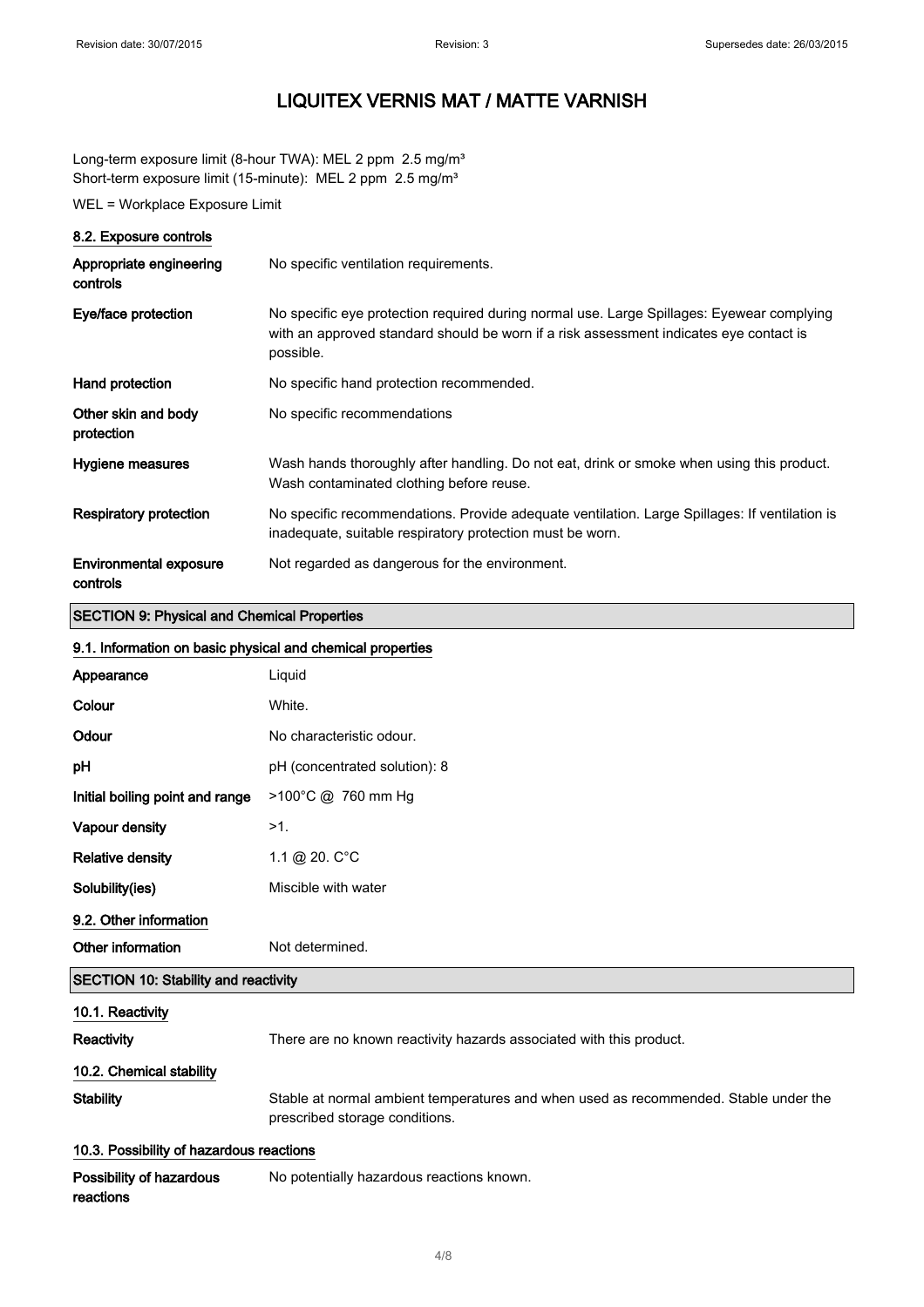Long-term exposure limit (8-hour TWA): MEL 2 ppm 2.5 mg/m³
Short-term exposure limit (15-minute): MEL 2 ppm 2.5 mg/m³

WEL = Workplace Exposure Limit

### 8.2. Exposure controls

| | |
|---|---|
| **Appropriate engineering controls** | No specific ventilation requirements. |
| **Eye/face protection** | No specific eye protection required during normal use. Large Spillages: Eyewear complying with an approved standard should be worn if a risk assessment indicates eye contact is possible. |
| **Hand protection** | No specific hand protection recommended. |
| **Other skin and body protection** | No specific recommendations |
| **Hygiene measures** | Wash hands thoroughly after handling. Do not eat, drink or smoke when using this product. Wash contaminated clothing before reuse. |
| **Respiratory protection** | No specific recommendations. Provide adequate ventilation. Large Spillages: If ventilation is inadequate, suitable respiratory protection must be worn. |
| **Environmental exposure controls** | Not regarded as dangerous for the environment. |

## SECTION 9: Physical and Chemical Properties

### 9.1. Information on basic physical and chemical properties

| | |
|---|---|
| **Appearance** | Liquid |
| **Colour** | White. |
| **Odour** | No characteristic odour. |
| **pH** | pH (concentrated solution): 8 |
| **Initial boiling point and range** | >100°C @ 760 mm Hg |
| **Vapour density** | >1. |
| **Relative density** | 1.1 @ 20. C°C |
| **Solubility(ies)** | Miscible with water |

### 9.2. Other information

| | |
|---|---|
| **Other information** | Not determined. |

## SECTION 10: Stability and reactivity

### 10.1. Reactivity

| | |
|---|---|
| **Reactivity** | There are no known reactivity hazards associated with this product. |

### 10.2. Chemical stability

| | |
|---|---|
| **Stability** | Stable at normal ambient temperatures and when used as recommended. Stable under the prescribed storage conditions. |

### 10.3. Possibility of hazardous reactions

| | |
|---|---|
| **Possibility of hazardous reactions** | No potentially hazardous reactions known. |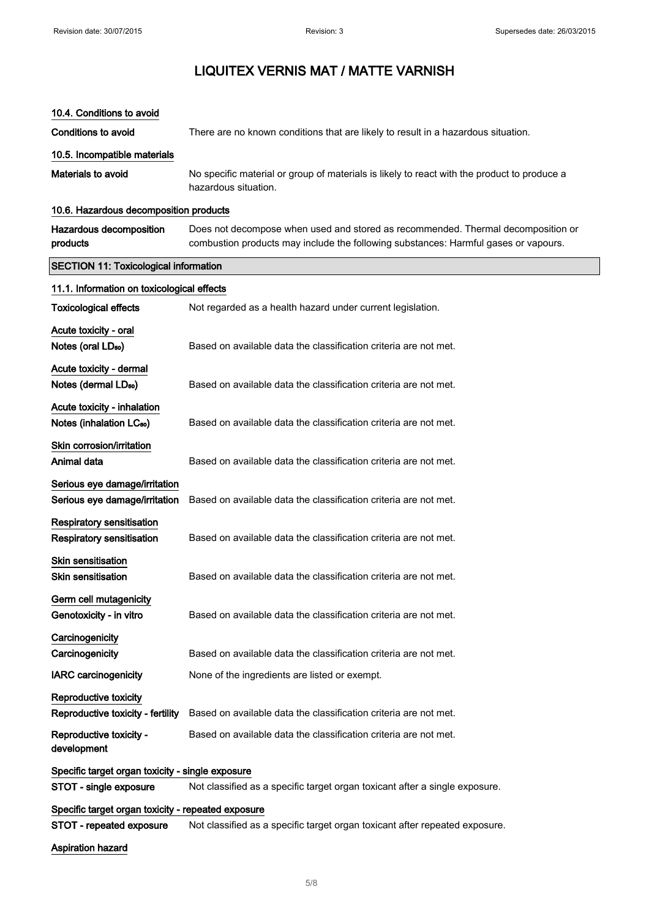### 10.4. Conditions to avoid

**Conditions to avoid** There are no known conditions that are likely to result in a hazardous situation.

### 10.5. Incompatible materials

**Materials to avoid** No specific material or group of materials is likely to react with the product to produce a hazardous situation.

### 10.6. Hazardous decomposition products

**Hazardous decomposition products** Does not decompose when used and stored as recommended. Thermal decomposition or combustion products may include the following substances: Harmful gases or vapours.

## SECTION 11: Toxicological information

### 11.1. Information on toxicological effects

**Toxicological effects** Not regarded as a health hazard under current legislation.

**Acute toxicity - oral**

**Notes (oral $LD_{50}$)** Based on available data the classification criteria are not met.

**Acute toxicity - dermal**

**Notes (dermal $LD_{50}$)** Based on available data the classification criteria are not met.

**Acute toxicity - inhalation**

**Notes (inhalation $LC_{50}$)** Based on available data the classification criteria are not met.

**Skin corrosion/irritation**

**Animal data** Based on available data the classification criteria are not met.

**Serious eye damage/irritation**

**Serious eye damage/irritation** Based on available data the classification criteria are not met.

**Respiratory sensitisation**

**Respiratory sensitisation** Based on available data the classification criteria are not met.

**Skin sensitisation**

**Skin sensitisation** Based on available data the classification criteria are not met.

**Germ cell mutagenicity**

**Genotoxicity - in vitro** Based on available data the classification criteria are not met.

**Carcinogenicity**

**Carcinogenicity** Based on available data the classification criteria are not met.

**IARC carcinogenicity** None of the ingredients are listed or exempt.

**Reproductive toxicity**

**Reproductive toxicity - fertility** Based on available data the classification criteria are not met.

**Reproductive toxicity - development** Based on available data the classification criteria are not met.

**Specific target organ toxicity - single exposure**

**STOT - single exposure** Not classified as a specific target organ toxicant after a single exposure.

**Specific target organ toxicity - repeated exposure**

**STOT - repeated exposure** Not classified as a specific target organ toxicant after repeated exposure.

**Aspiration hazard**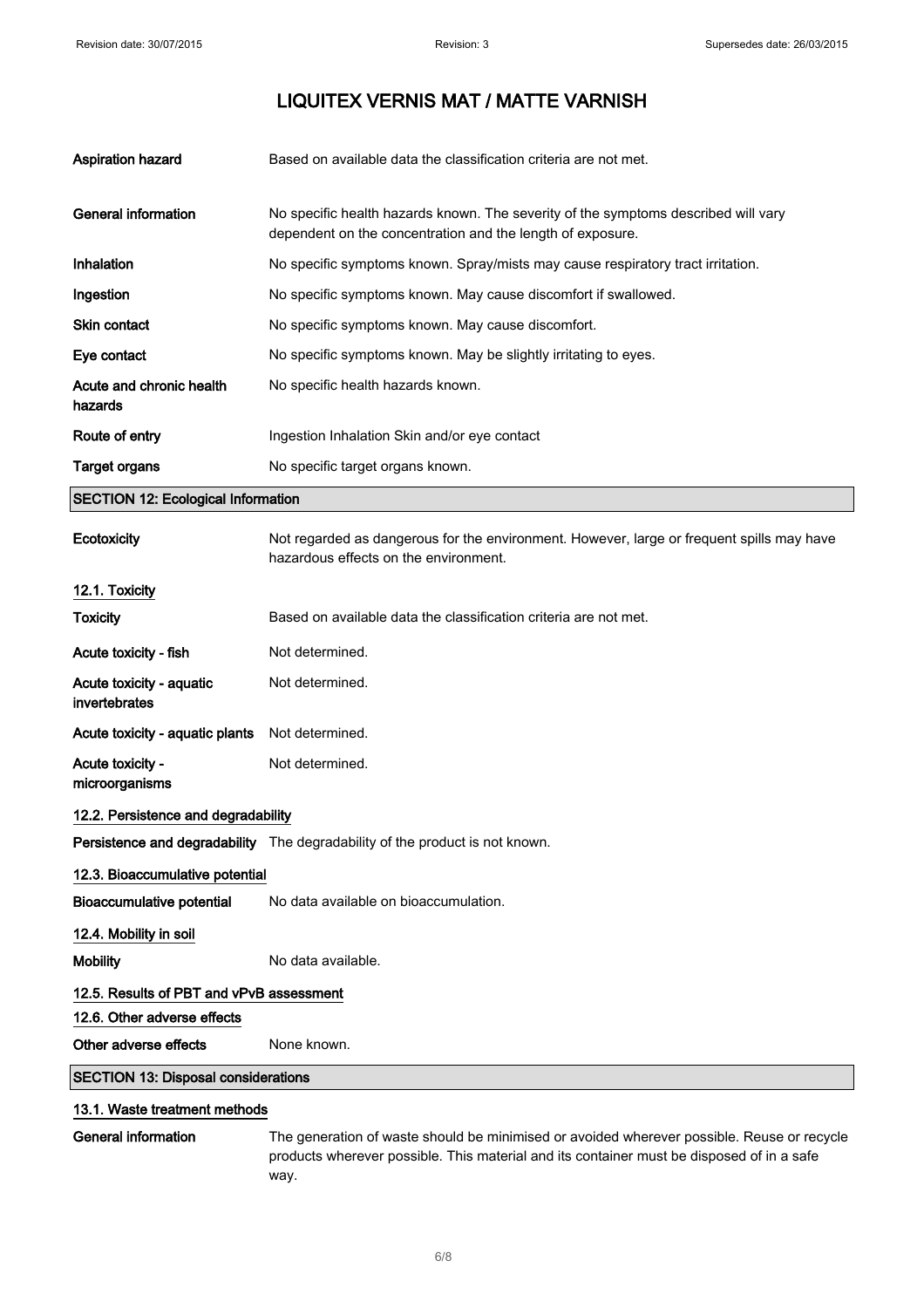| | |
|---|---|
| **Aspiration hazard** | Based on available data the classification criteria are not met. |
| **General information** | No specific health hazards known. The severity of the symptoms described will vary dependent on the concentration and the length of exposure. |
| **Inhalation** | No specific symptoms known. Spray/mists may cause respiratory tract irritation. |
| **Ingestion** | No specific symptoms known. May cause discomfort if swallowed. |
| **Skin contact** | No specific symptoms known. May cause discomfort. |
| **Eye contact** | No specific symptoms known. May be slightly irritating to eyes. |
| **Acute and chronic health hazards** | No specific health hazards known. |
| **Route of entry** | Ingestion Inhalation Skin and/or eye contact |
| **Target organs** | No specific target organs known. |

## SECTION 12: Ecological Information

| | |
|---|---|
| **Ecotoxicity** | Not regarded as dangerous for the environment. However, large or frequent spills may have hazardous effects on the environment. |

### 12.1. Toxicity

| | |
|---|---|
| **Toxicity** | Based on available data the classification criteria are not met. |
| **Acute toxicity - fish** | Not determined. |
| **Acute toxicity - aquatic invertebrates** | Not determined. |
| **Acute toxicity - aquatic plants** | Not determined. |
| **Acute toxicity - microorganisms** | Not determined. |

### 12.2. Persistence and degradability

| | |
|---|---|
| **Persistence and degradability** | The degradability of the product is not known. |

### 12.3. Bioaccumulative potential

| | |
|---|---|
| **Bioaccumulative potential** | No data available on bioaccumulation. |

### 12.4. Mobility in soil

| | |
|---|---|
| **Mobility** | No data available. |

### 12.5. Results of PBT and vPvB assessment

### 12.6. Other adverse effects

| | |
|---|---|
| **Other adverse effects** | None known. |

## SECTION 13: Disposal considerations

### 13.1. Waste treatment methods

| | |
|---|---|
| **General information** | The generation of waste should be minimised or avoided wherever possible. Reuse or recycle products wherever possible. This material and its container must be disposed of in a safe way. |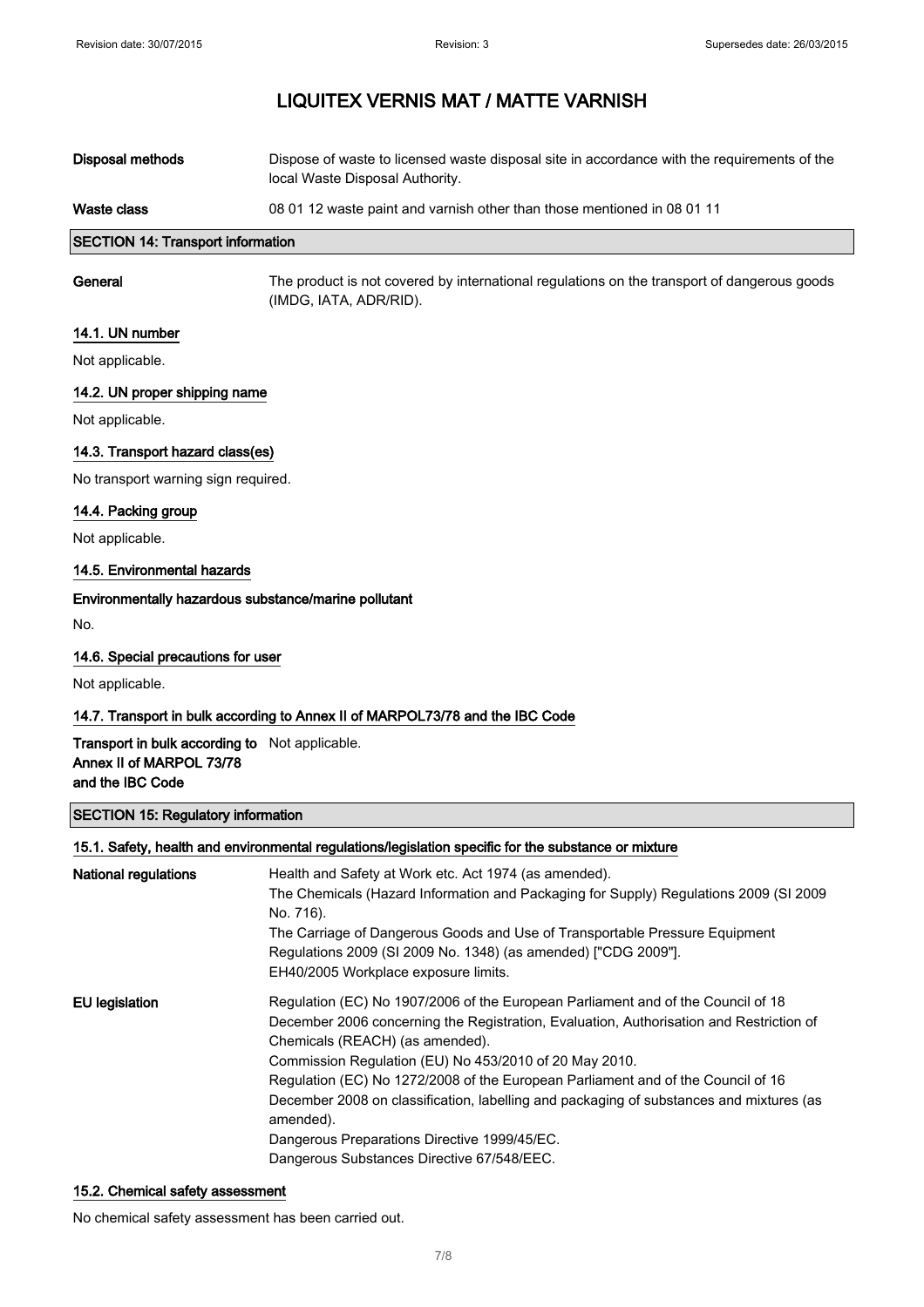**Disposal methods** Dispose of waste to licensed waste disposal site in accordance with the requirements of the local Waste Disposal Authority.

**Waste class** 08 01 12 waste paint and varnish other than those mentioned in 08 01 11

## SECTION 14: Transport information

**General** The product is not covered by international regulations on the transport of dangerous goods (IMDG, IATA, ADR/RID).

### 14.1. UN number

Not applicable.

### 14.2. UN proper shipping name

Not applicable.

### 14.3. Transport hazard class(es)

No transport warning sign required.

### 14.4. Packing group

Not applicable.

### 14.5. Environmental hazards

**Environmentally hazardous substance/marine pollutant**

No.

### 14.6. Special precautions for user

Not applicable.

### 14.7. Transport in bulk according to Annex II of MARPOL73/78 and the IBC Code

**Transport in bulk according to Annex II of MARPOL 73/78 and the IBC Code** Not applicable.

## SECTION 15: Regulatory information

### 15.1. Safety, health and environmental regulations/legislation specific for the substance or mixture

**National regulations**

Health and Safety at Work etc. Act 1974 (as amended).
The Chemicals (Hazard Information and Packaging for Supply) Regulations 2009 (SI 2009 No. 716).
The Carriage of Dangerous Goods and Use of Transportable Pressure Equipment Regulations 2009 (SI 2009 No. 1348) (as amended) ["CDG 2009"].
EH40/2005 Workplace exposure limits.

**EU legislation**

Regulation (EC) No 1907/2006 of the European Parliament and of the Council of 18 December 2006 concerning the Registration, Evaluation, Authorisation and Restriction of Chemicals (REACH) (as amended).
Commission Regulation (EU) No 453/2010 of 20 May 2010.
Regulation (EC) No 1272/2008 of the European Parliament and of the Council of 16 December 2008 on classification, labelling and packaging of substances and mixtures (as amended).
Dangerous Preparations Directive 1999/45/EC.
Dangerous Substances Directive 67/548/EEC.

### 15.2. Chemical safety assessment

No chemical safety assessment has been carried out.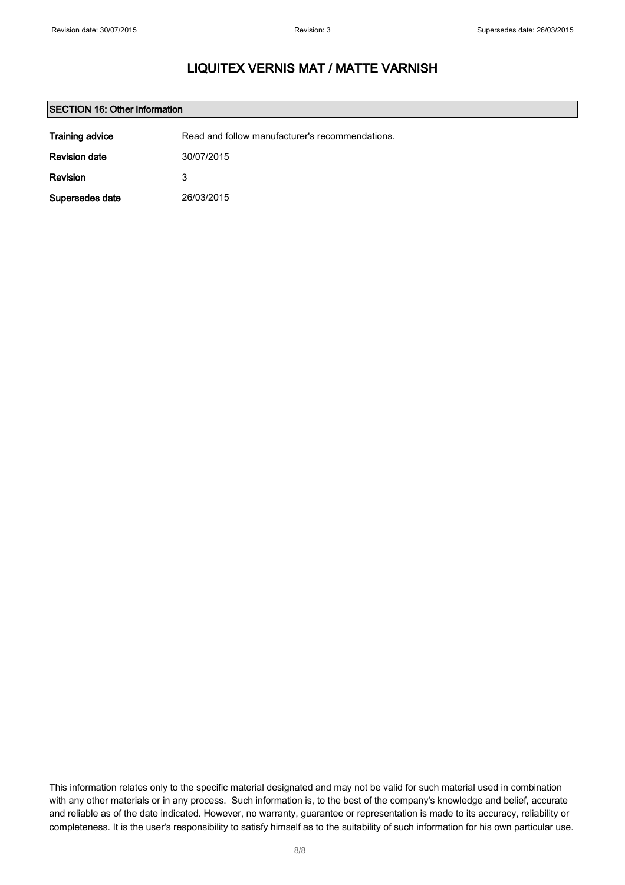# LIQUITEX VERNIS MAT / MATTE VARNISH

## SECTION 16: Other information

| | |
|---|---|
| **Training advice** | Read and follow manufacturer's recommendations. |
| **Revision date** | 30/07/2015 |
| **Revision** | 3 |
| **Supersedes date** | 26/03/2015 |

This information relates only to the specific material designated and may not be valid for such material used in combination with any other materials or in any process. Such information is, to the best of the company's knowledge and belief, accurate and reliable as of the date indicated. However, no warranty, guarantee or representation is made to its accuracy, reliability or completeness. It is the user's responsibility to satisfy himself as to the suitability of such information for his own particular use.